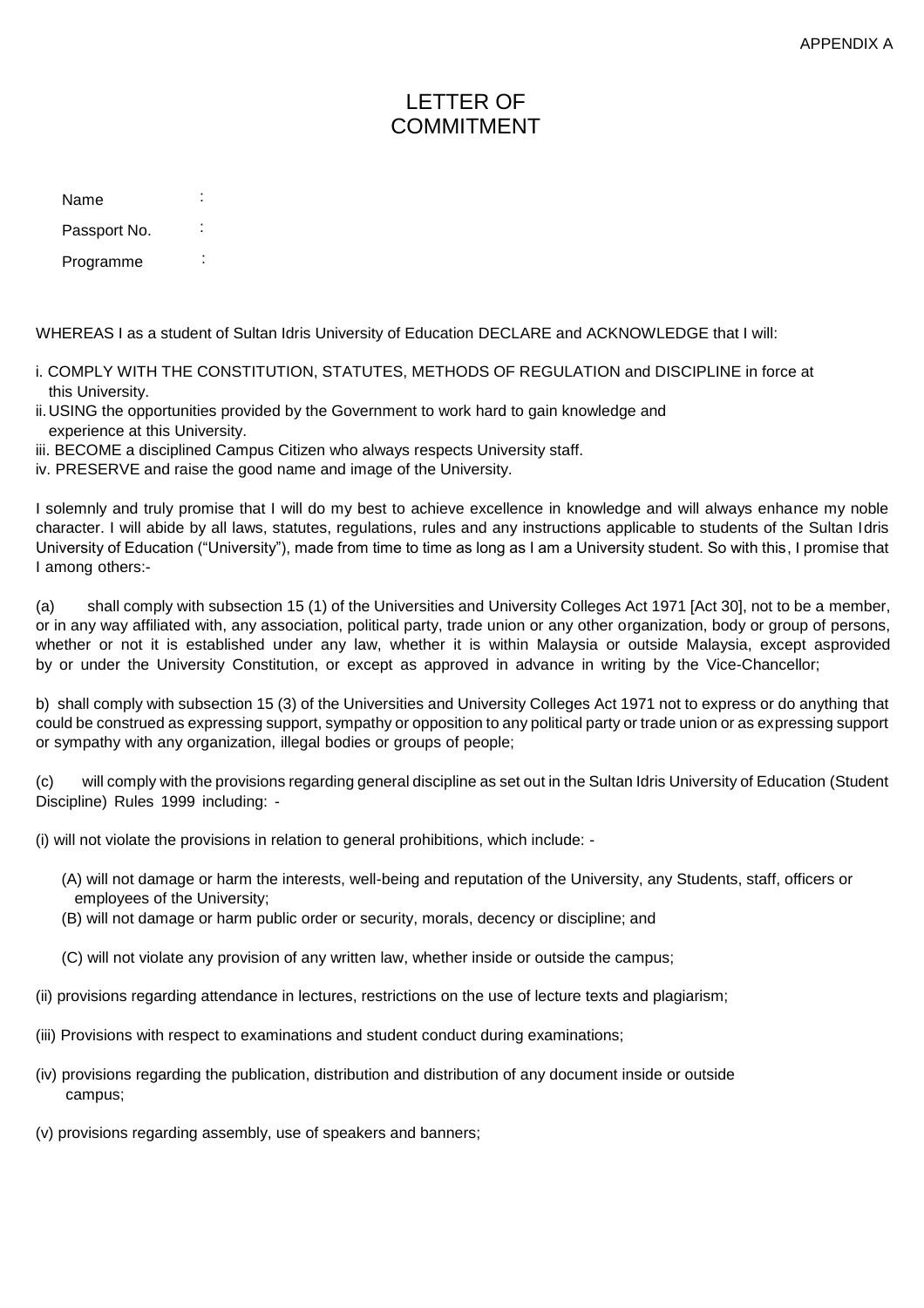APPENDIX A

# LETTER OF COMMITMENT

Name :

Passport No. :

Programme :

WHEREAS I as a student of Sultan Idris University of Education DECLARE and ACKNOWLEDGE that I will:

i. COMPLY WITH THE CONSTITUTION, STATUTES, METHODS OF REGULATION and DISCIPLINE in force at this University.
ii. USING the opportunities provided by the Government to work hard to gain knowledge and experience at this University.
iii. BECOME a disciplined Campus Citizen who always respects University staff.
iv. PRESERVE and raise the good name and image of the University.

I solemnly and truly promise that I will do my best to achieve excellence in knowledge and will always enhance my noble character. I will abide by all laws, statutes, regulations, rules and any instructions applicable to students of the Sultan Idris University of Education ("University"), made from time to time as long as I am a University student. So with this, I promise that I among others:-

(a) shall comply with subsection 15 (1) of the Universities and University Colleges Act 1971 [Act 30], not to be a member, or in any way affiliated with, any association, political party, trade union or any other organization, body or group of persons, whether or not it is established under any law, whether it is within Malaysia or outside Malaysia, except asprovided by or under the University Constitution, or except as approved in advance in writing by the Vice-Chancellor;

b) shall comply with subsection 15 (3) of the Universities and University Colleges Act 1971 not to express or do anything that could be construed as expressing support, sympathy or opposition to any political party or trade union or as expressing support or sympathy with any organization, illegal bodies or groups of people;

(c) will comply with the provisions regarding general discipline as set out in the Sultan Idris University of Education (Student Discipline) Rules 1999 including: -

(i) will not violate the provisions in relation to general prohibitions, which include: -

(A) will not damage or harm the interests, well-being and reputation of the University, any Students, staff, officers or employees of the University;

(B) will not damage or harm public order or security, morals, decency or discipline; and

(C) will not violate any provision of any written law, whether inside or outside the campus;

(ii) provisions regarding attendance in lectures, restrictions on the use of lecture texts and plagiarism;

(iii) Provisions with respect to examinations and student conduct during examinations;

(iv) provisions regarding the publication, distribution and distribution of any document inside or outside campus;

(v) provisions regarding assembly, use of speakers and banners;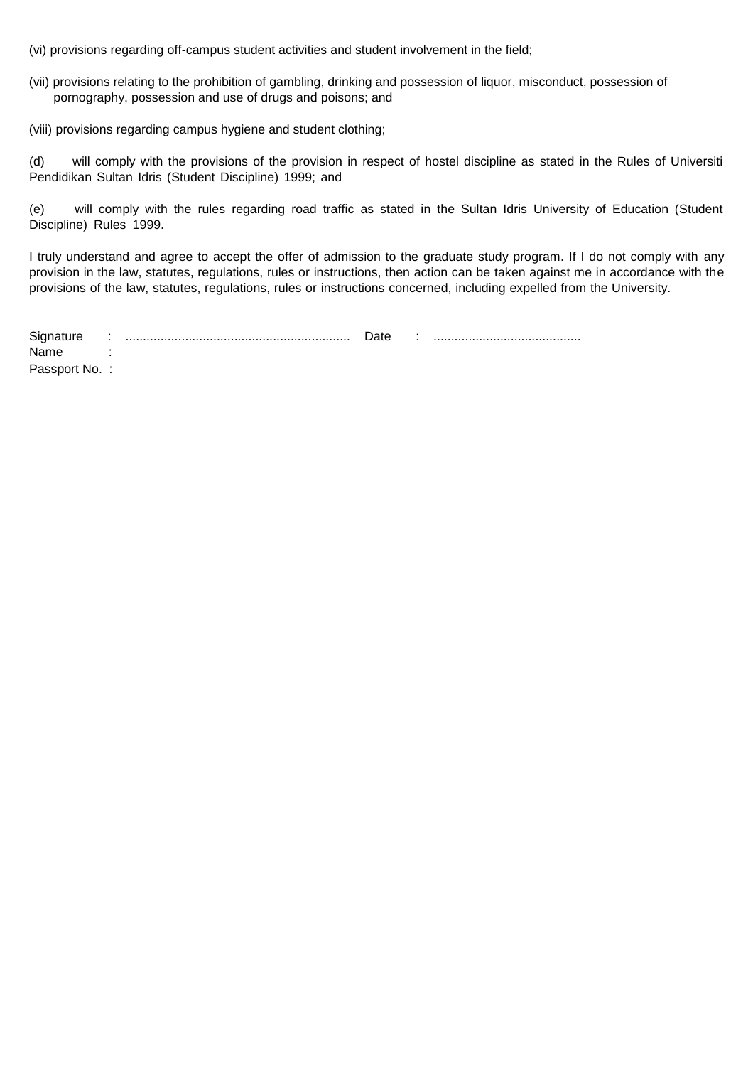(vi) provisions regarding off-campus student activities and student involvement in the field;

(vii) provisions relating to the prohibition of gambling, drinking and possession of liquor, misconduct, possession of pornography, possession and use of drugs and poisons; and

(viii) provisions regarding campus hygiene and student clothing;

(d) will comply with the provisions of the provision in respect of hostel discipline as stated in the Rules of Universiti Pendidikan Sultan Idris (Student Discipline) 1999; and

(e) will comply with the rules regarding road traffic as stated in the Sultan Idris University of Education (Student Discipline) Rules 1999.

I truly understand and agree to accept the offer of admission to the graduate study program. If I do not comply with any provision in the law, statutes, regulations, rules or instructions, then action can be taken against me in accordance with the provisions of the law, statutes, regulations, rules or instructions concerned, including expelled from the University.

Signature : ............................................................... Date : ..........................................

Name :

Passport No. :